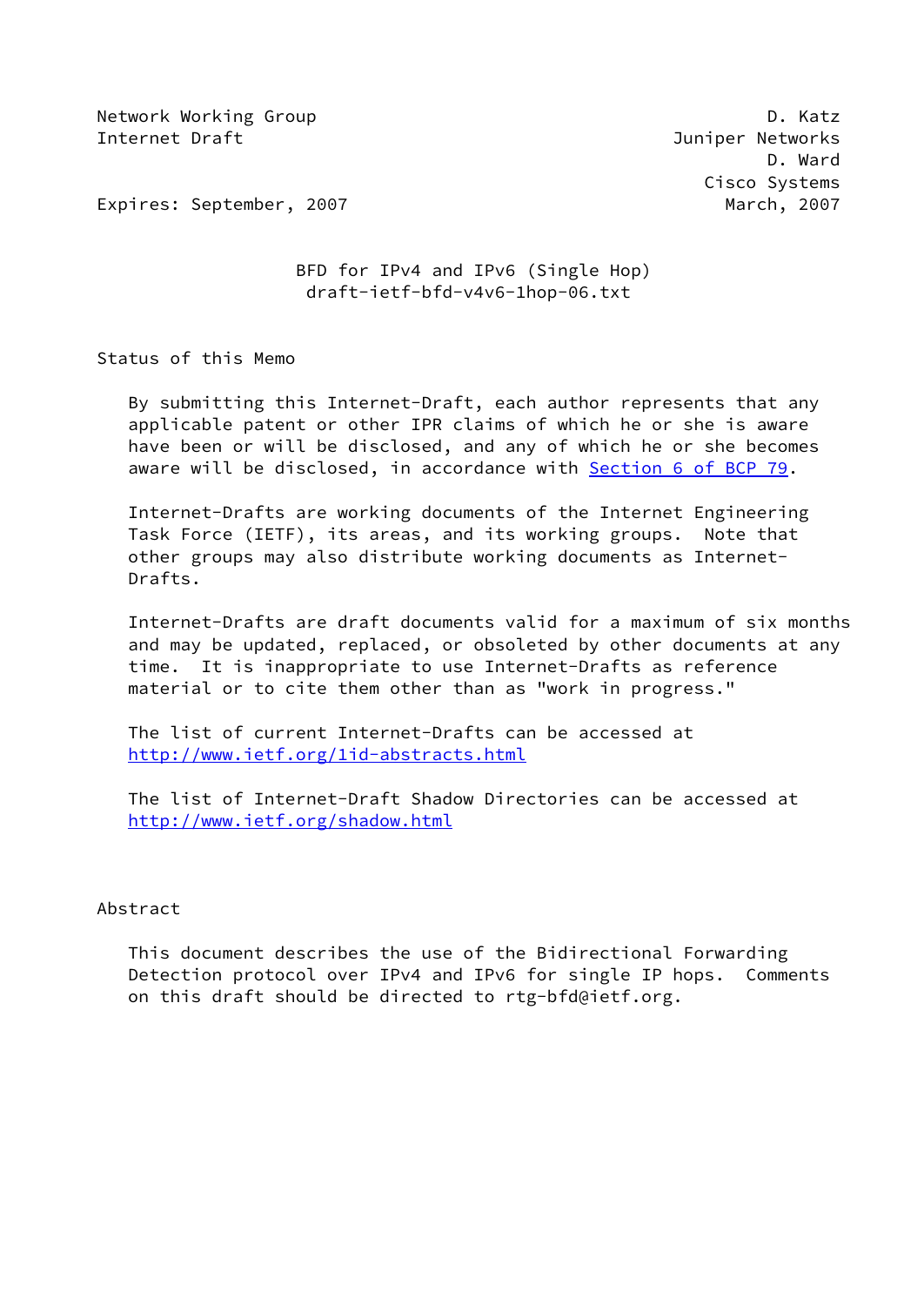Network Working Group D. Katz
Internet Draft Juniper Networks
D. Ward
Cisco Systems
Expires: September, 2007 March, 2007

# BFD for IPv4 and IPv6 (Single Hop)
draft-ietf-bfd-v4v6-1hop-06.txt

## Status of this Memo

By submitting this Internet-Draft, each author represents that any applicable patent or other IPR claims of which he or she is aware have been or will be disclosed, and any of which he or she becomes aware will be disclosed, in accordance with Section 6 of BCP 79.

Internet-Drafts are working documents of the Internet Engineering Task Force (IETF), its areas, and its working groups. Note that other groups may also distribute working documents as Internet-Drafts.

Internet-Drafts are draft documents valid for a maximum of six months and may be updated, replaced, or obsoleted by other documents at any time. It is inappropriate to use Internet-Drafts as reference material or to cite them other than as "work in progress."

The list of current Internet-Drafts can be accessed at
http://www.ietf.org/1id-abstracts.html

The list of Internet-Draft Shadow Directories can be accessed at
http://www.ietf.org/shadow.html

## Abstract

This document describes the use of the Bidirectional Forwarding Detection protocol over IPv4 and IPv6 for single IP hops. Comments on this draft should be directed to rtg-bfd@ietf.org.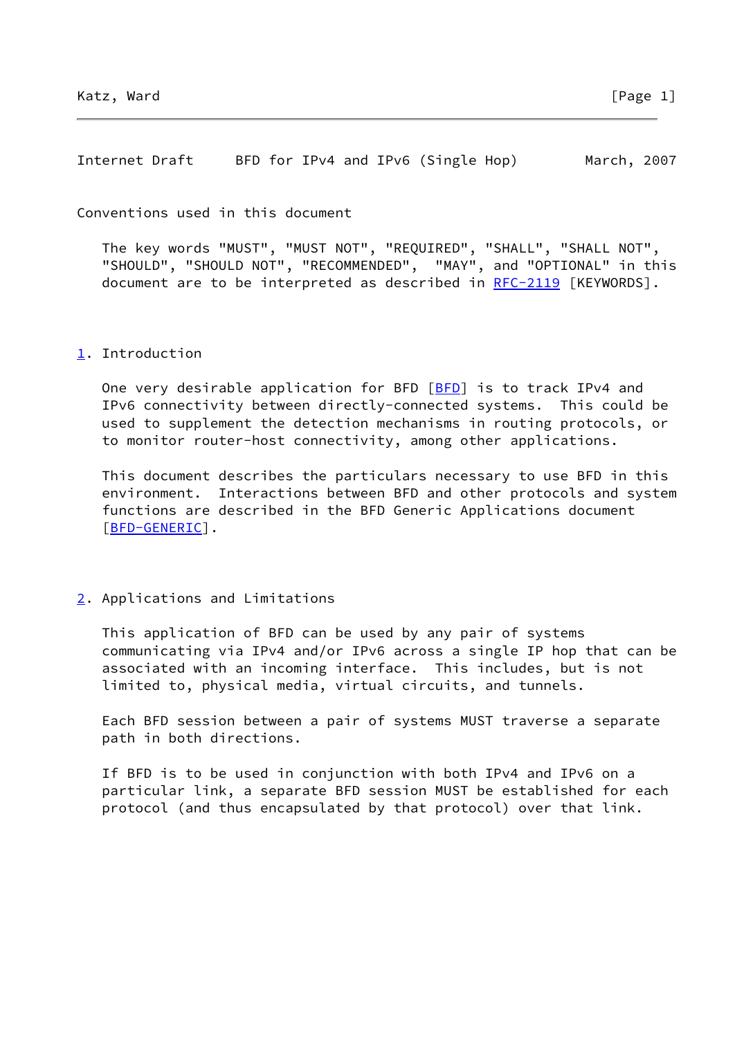## Conventions used in this document

The key words "MUST", "MUST NOT", "REQUIRED", "SHALL", "SHALL NOT", "SHOULD", "SHOULD NOT", "RECOMMENDED", "MAY", and "OPTIONAL" in this document are to be interpreted as described in RFC-2119 [KEYWORDS].

## 1. Introduction

One very desirable application for BFD [BFD] is to track IPv4 and IPv6 connectivity between directly-connected systems. This could be used to supplement the detection mechanisms in routing protocols, or to monitor router-host connectivity, among other applications.

This document describes the particulars necessary to use BFD in this environment. Interactions between BFD and other protocols and system functions are described in the BFD Generic Applications document [BFD-GENERIC].

## 2. Applications and Limitations

This application of BFD can be used by any pair of systems communicating via IPv4 and/or IPv6 across a single IP hop that can be associated with an incoming interface. This includes, but is not limited to, physical media, virtual circuits, and tunnels.

Each BFD session between a pair of systems MUST traverse a separate path in both directions.

If BFD is to be used in conjunction with both IPv4 and IPv6 on a particular link, a separate BFD session MUST be established for each protocol (and thus encapsulated by that protocol) over that link.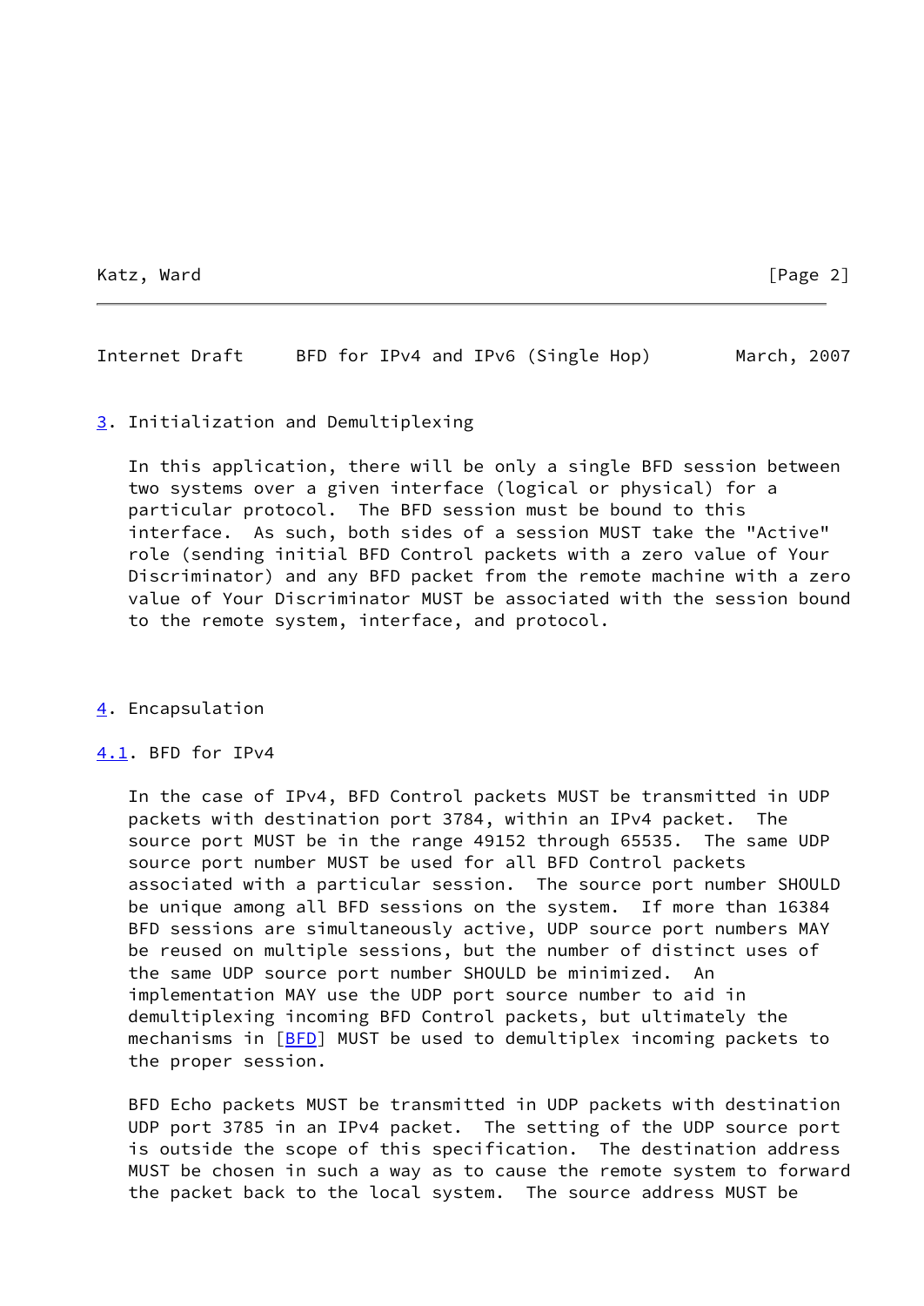## 3. Initialization and Demultiplexing

In this application, there will be only a single BFD session between two systems over a given interface (logical or physical) for a particular protocol. The BFD session must be bound to this interface. As such, both sides of a session MUST take the "Active" role (sending initial BFD Control packets with a zero value of Your Discriminator) and any BFD packet from the remote machine with a zero value of Your Discriminator MUST be associated with the session bound to the remote system, interface, and protocol.

## 4. Encapsulation

### 4.1. BFD for IPv4

In the case of IPv4, BFD Control packets MUST be transmitted in UDP packets with destination port 3784, within an IPv4 packet. The source port MUST be in the range 49152 through 65535. The same UDP source port number MUST be used for all BFD Control packets associated with a particular session. The source port number SHOULD be unique among all BFD sessions on the system. If more than 16384 BFD sessions are simultaneously active, UDP source port numbers MAY be reused on multiple sessions, but the number of distinct uses of the same UDP source port number SHOULD be minimized. An implementation MAY use the UDP port source number to aid in demultiplexing incoming BFD Control packets, but ultimately the mechanisms in [BFD] MUST be used to demultiplex incoming packets to the proper session.

BFD Echo packets MUST be transmitted in UDP packets with destination UDP port 3785 in an IPv4 packet. The setting of the UDP source port is outside the scope of this specification. The destination address MUST be chosen in such a way as to cause the remote system to forward the packet back to the local system. The source address MUST be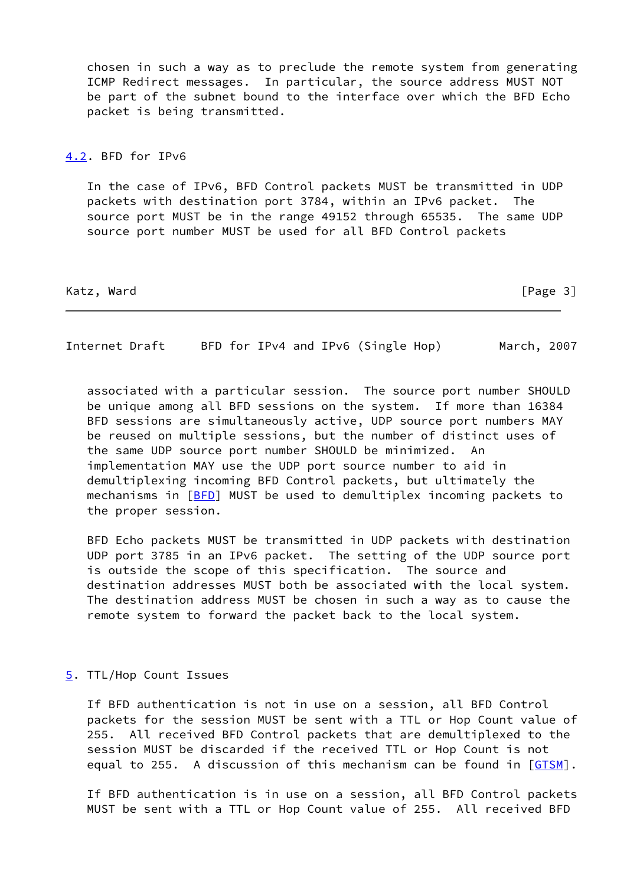chosen in such a way as to preclude the remote system from generating ICMP Redirect messages. In particular, the source address MUST NOT be part of the subnet bound to the interface over which the BFD Echo packet is being transmitted.

## 4.2. BFD for IPv6

In the case of IPv6, BFD Control packets MUST be transmitted in UDP packets with destination port 3784, within an IPv6 packet. The source port MUST be in the range 49152 through 65535. The same UDP source port number MUST be used for all BFD Control packets associated with a particular session. The source port number SHOULD be unique among all BFD sessions on the system. If more than 16384 BFD sessions are simultaneously active, UDP source port numbers MAY be reused on multiple sessions, but the number of distinct uses of the same UDP source port number SHOULD be minimized. An implementation MAY use the UDP port source number to aid in demultiplexing incoming BFD Control packets, but ultimately the mechanisms in [BFD] MUST be used to demultiplex incoming packets to the proper session.

BFD Echo packets MUST be transmitted in UDP packets with destination UDP port 3785 in an IPv6 packet. The setting of the UDP source port is outside the scope of this specification. The source and destination addresses MUST both be associated with the local system. The destination address MUST be chosen in such a way as to cause the remote system to forward the packet back to the local system.

# 5. TTL/Hop Count Issues

If BFD authentication is not in use on a session, all BFD Control packets for the session MUST be sent with a TTL or Hop Count value of 255. All received BFD Control packets that are demultiplexed to the session MUST be discarded if the received TTL or Hop Count is not equal to 255. A discussion of this mechanism can be found in [GTSM].

If BFD authentication is in use on a session, all BFD Control packets MUST be sent with a TTL or Hop Count value of 255. All received BFD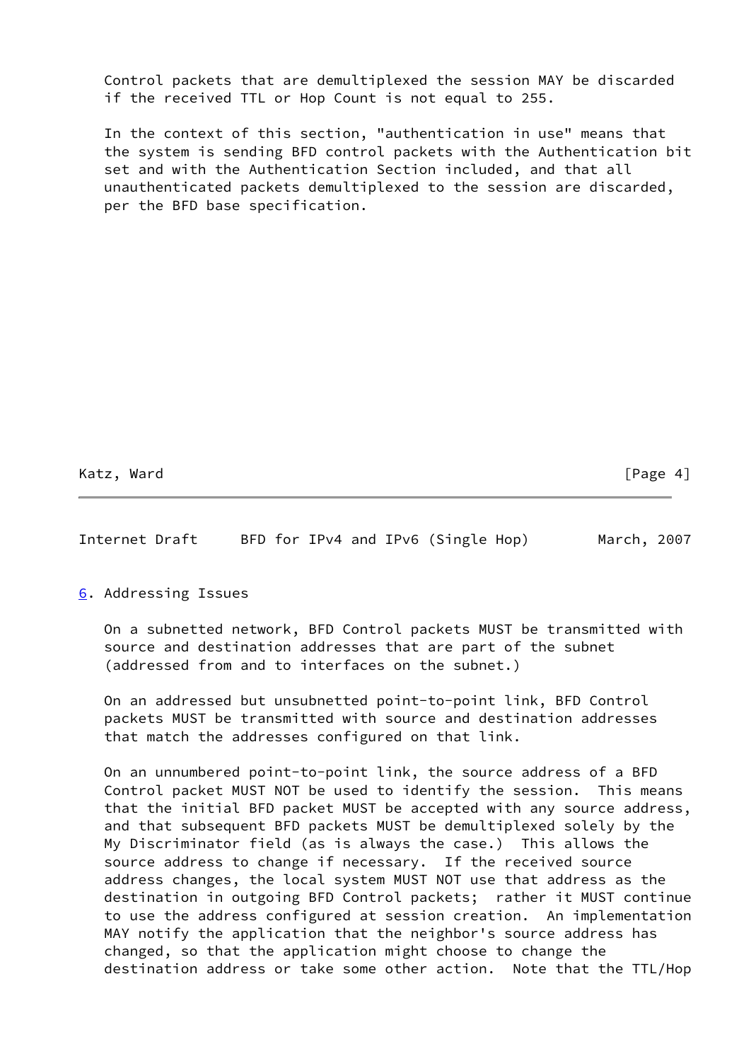Control packets that are demultiplexed the session MAY be discarded if the received TTL or Hop Count is not equal to 255.

In the context of this section, "authentication in use" means that the system is sending BFD control packets with the Authentication bit set and with the Authentication Section included, and that all unauthenticated packets demultiplexed to the session are discarded, per the BFD base specification.

## 6. Addressing Issues

On a subnetted network, BFD Control packets MUST be transmitted with source and destination addresses that are part of the subnet (addressed from and to interfaces on the subnet.)

On an addressed but unsubnetted point-to-point link, BFD Control packets MUST be transmitted with source and destination addresses that match the addresses configured on that link.

On an unnumbered point-to-point link, the source address of a BFD Control packet MUST NOT be used to identify the session. This means that the initial BFD packet MUST be accepted with any source address, and that subsequent BFD packets MUST be demultiplexed solely by the My Discriminator field (as is always the case.) This allows the source address to change if necessary. If the received source address changes, the local system MUST NOT use that address as the destination in outgoing BFD Control packets; rather it MUST continue to use the address configured at session creation. An implementation MAY notify the application that the neighbor's source address has changed, so that the application might choose to change the destination address or take some other action. Note that the TTL/Hop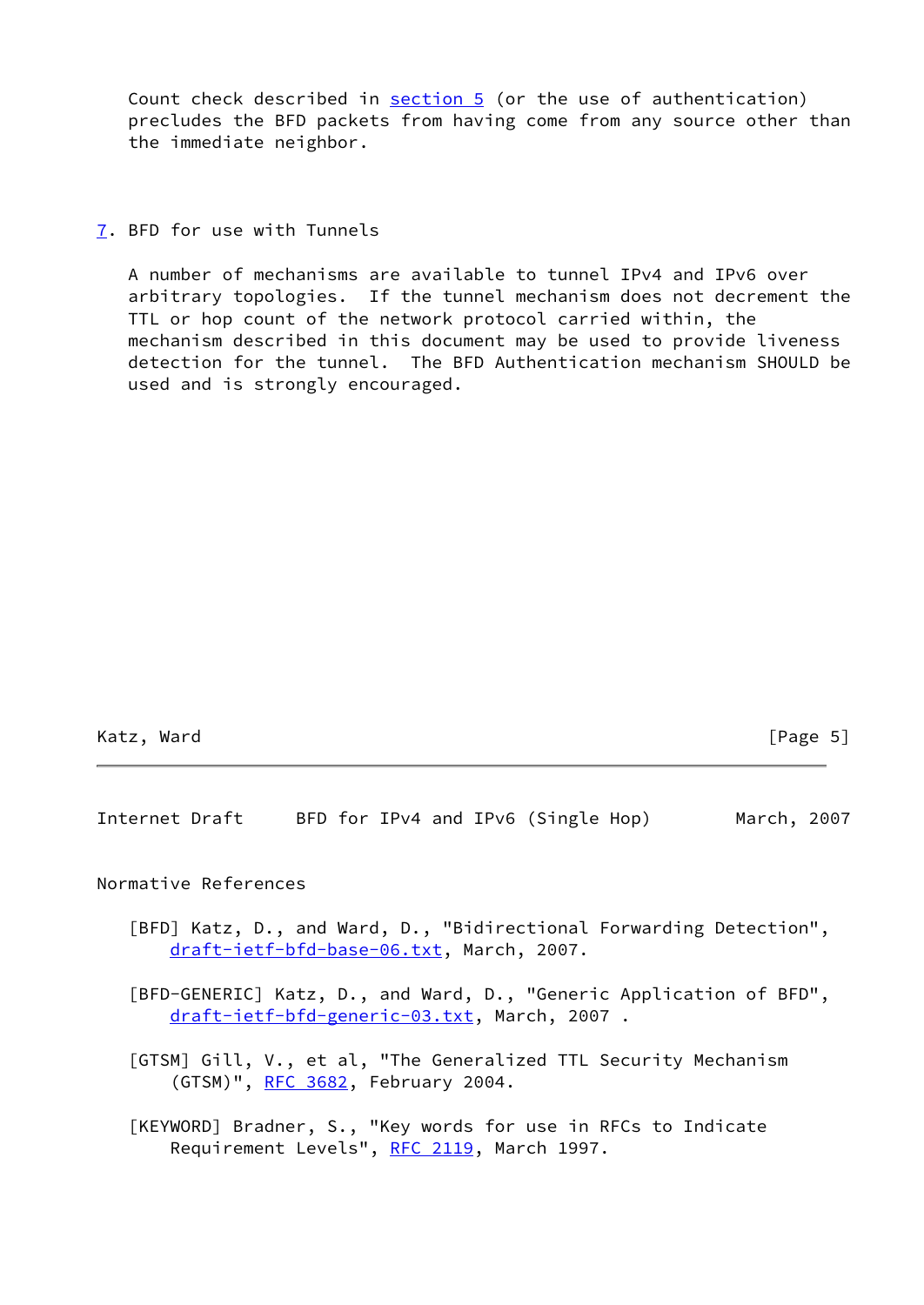Count check described in section 5 (or the use of authentication) precludes the BFD packets from having come from any source other than the immediate neighbor.

## 7. BFD for use with Tunnels

A number of mechanisms are available to tunnel IPv4 and IPv6 over arbitrary topologies. If the tunnel mechanism does not decrement the TTL or hop count of the network protocol carried within, the mechanism described in this document may be used to provide liveness detection for the tunnel. The BFD Authentication mechanism SHOULD be used and is strongly encouraged.

## Normative References

[BFD] Katz, D., and Ward, D., "Bidirectional Forwarding Detection", draft-ietf-bfd-base-06.txt, March, 2007.

[BFD-GENERIC] Katz, D., and Ward, D., "Generic Application of BFD", draft-ietf-bfd-generic-03.txt, March, 2007 .

[GTSM] Gill, V., et al, "The Generalized TTL Security Mechanism (GTSM)", RFC 3682, February 2004.

[KEYWORD] Bradner, S., "Key words for use in RFCs to Indicate Requirement Levels", RFC 2119, March 1997.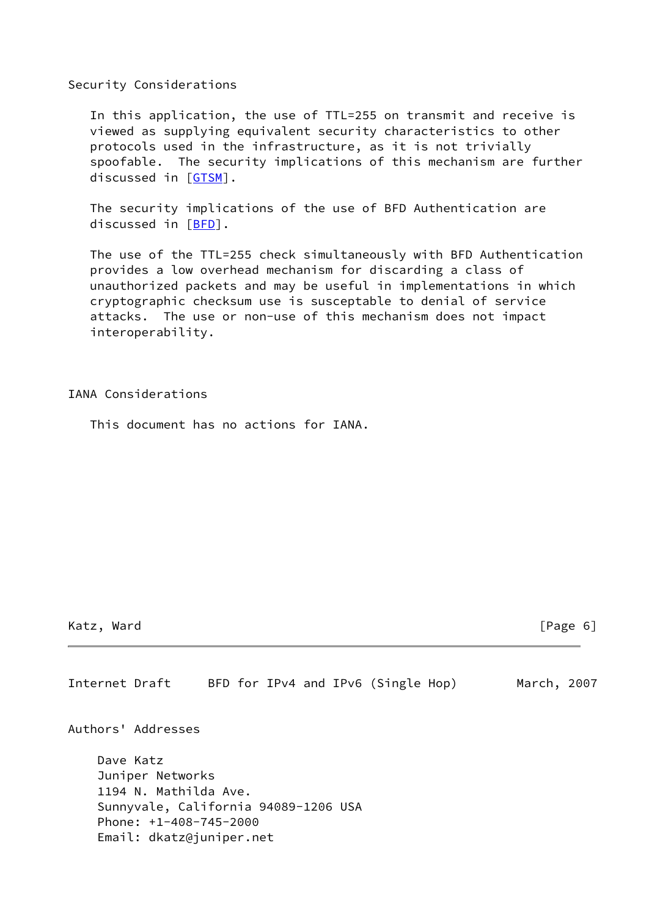## Security Considerations

In this application, the use of TTL=255 on transmit and receive is viewed as supplying equivalent security characteristics to other protocols used in the infrastructure, as it is not trivially spoofable. The security implications of this mechanism are further discussed in [GTSM].

The security implications of the use of BFD Authentication are discussed in [BFD].

The use of the TTL=255 check simultaneously with BFD Authentication provides a low overhead mechanism for discarding a class of unauthorized packets and may be useful in implementations in which cryptographic checksum use is susceptable to denial of service attacks. The use or non-use of this mechanism does not impact interoperability.

## IANA Considerations

This document has no actions for IANA.

## Authors' Addresses

Dave Katz
Juniper Networks
1194 N. Mathilda Ave.
Sunnyvale, California 94089-1206 USA
Phone: +1-408-745-2000
Email: dkatz@juniper.net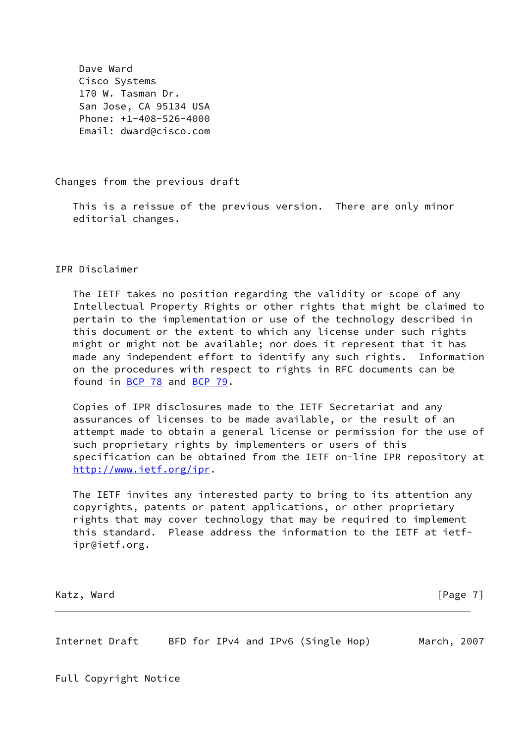Dave Ward
Cisco Systems
170 W. Tasman Dr.
San Jose, CA 95134 USA
Phone: +1-408-526-4000
Email: dward@cisco.com

## Changes from the previous draft

This is a reissue of the previous version. There are only minor editorial changes.

## IPR Disclaimer

The IETF takes no position regarding the validity or scope of any Intellectual Property Rights or other rights that might be claimed to pertain to the implementation or use of the technology described in this document or the extent to which any license under such rights might or might not be available; nor does it represent that it has made any independent effort to identify any such rights. Information on the procedures with respect to rights in RFC documents can be found in BCP 78 and BCP 79.

Copies of IPR disclosures made to the IETF Secretariat and any assurances of licenses to be made available, or the result of an attempt made to obtain a general license or permission for the use of such proprietary rights by implementers or users of this specification can be obtained from the IETF on-line IPR repository at http://www.ietf.org/ipr.

The IETF invites any interested party to bring to its attention any copyrights, patents or patent applications, or other proprietary rights that may cover technology that may be required to implement this standard. Please address the information to the IETF at ietf-ipr@ietf.org.

## Full Copyright Notice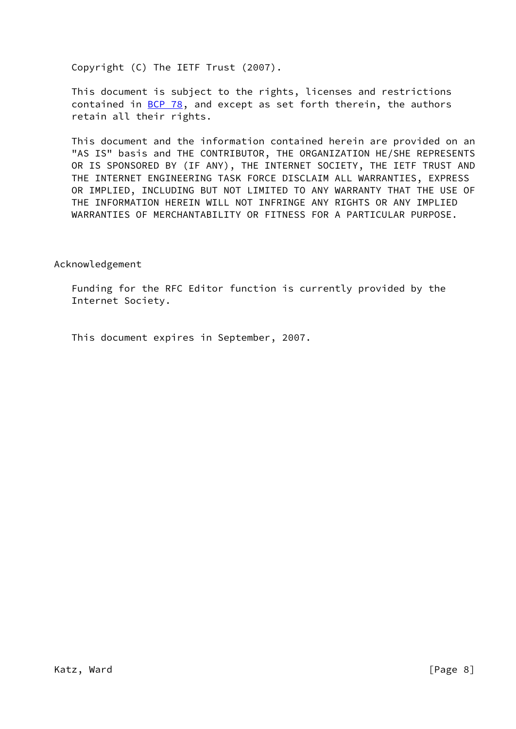Copyright (C) The IETF Trust (2007).

This document is subject to the rights, licenses and restrictions contained in BCP 78, and except as set forth therein, the authors retain all their rights.

This document and the information contained herein are provided on an "AS IS" basis and THE CONTRIBUTOR, THE ORGANIZATION HE/SHE REPRESENTS OR IS SPONSORED BY (IF ANY), THE INTERNET SOCIETY, THE IETF TRUST AND THE INTERNET ENGINEERING TASK FORCE DISCLAIM ALL WARRANTIES, EXPRESS OR IMPLIED, INCLUDING BUT NOT LIMITED TO ANY WARRANTY THAT THE USE OF THE INFORMATION HEREIN WILL NOT INFRINGE ANY RIGHTS OR ANY IMPLIED WARRANTIES OF MERCHANTABILITY OR FITNESS FOR A PARTICULAR PURPOSE.

## Acknowledgement

Funding for the RFC Editor function is currently provided by the Internet Society.

This document expires in September, 2007.